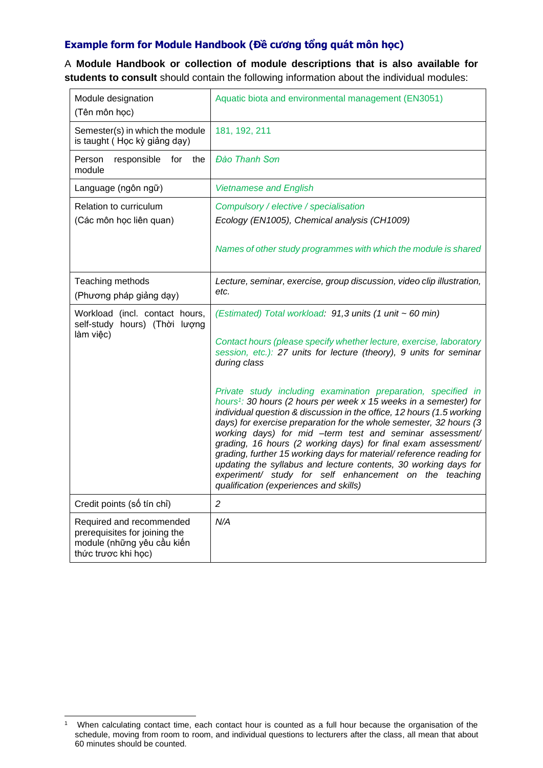### Example form for Module Handbook (Đề cương tổng quát môn học)

A **Module Handbook or collection of module descriptions that is also available for students to consult** should contain the following information about the individual modules:

| | |
|---|---|
| Module designation<br>(Tên môn học) | Aquatic biota and environmental management (EN3051) |
| Semester(s) in which the module is taught ( Học kỳ giảng dạy) | 181, 192, 211 |
| Person responsible for the module | *Đào Thanh Sơn* |
| Language (ngôn ngữ) | *Vietnamese and English* |
| Relation to curriculum<br>(Các môn học liên quan) | *Compulsory / elective / specialisation*<br>*Ecology (EN1005), Chemical analysis (CH1009)*<br><br>*Names of other study programmes with which the module is shared* |
| Teaching methods<br>(Phương pháp giảng dạy) | *Lecture, seminar, exercise, group discussion, video clip illustration, etc.* |
| Workload (incl. contact hours, self-study hours) (Thời lượng làm việc) | *(Estimated) Total workload: 91,3 units (1 unit ~ 60 min)*<br><br>*Contact hours (please specify whether lecture, exercise, laboratory session, etc.): 27 units for lecture (theory), 9 units for seminar during class*<br><br>*Private study including examination preparation, specified in hours[1]: 30 hours (2 hours per week x 15 weeks in a semester) for individual question & discussion in the office, 12 hours (1.5 working days) for exercise preparation for the whole semester, 32 hours (3 working days) for mid –term test and seminar assessment/ grading, 16 hours (2 working days) for final exam assessment/ grading, further 15 working days for material/ reference reading for updating the syllabus and lecture contents, 30 working days for experiment/ study for self enhancement on the teaching qualification (experiences and skills)* |
| Credit points (số tín chỉ) | *2* |
| Required and recommended prerequisites for joining the module (những yêu cầu kiến thức trươc khi học) | *N/A* |

[1] When calculating contact time, each contact hour is counted as a full hour because the organisation of the schedule, moving from room to room, and individual questions to lecturers after the class, all mean that about 60 minutes should be counted.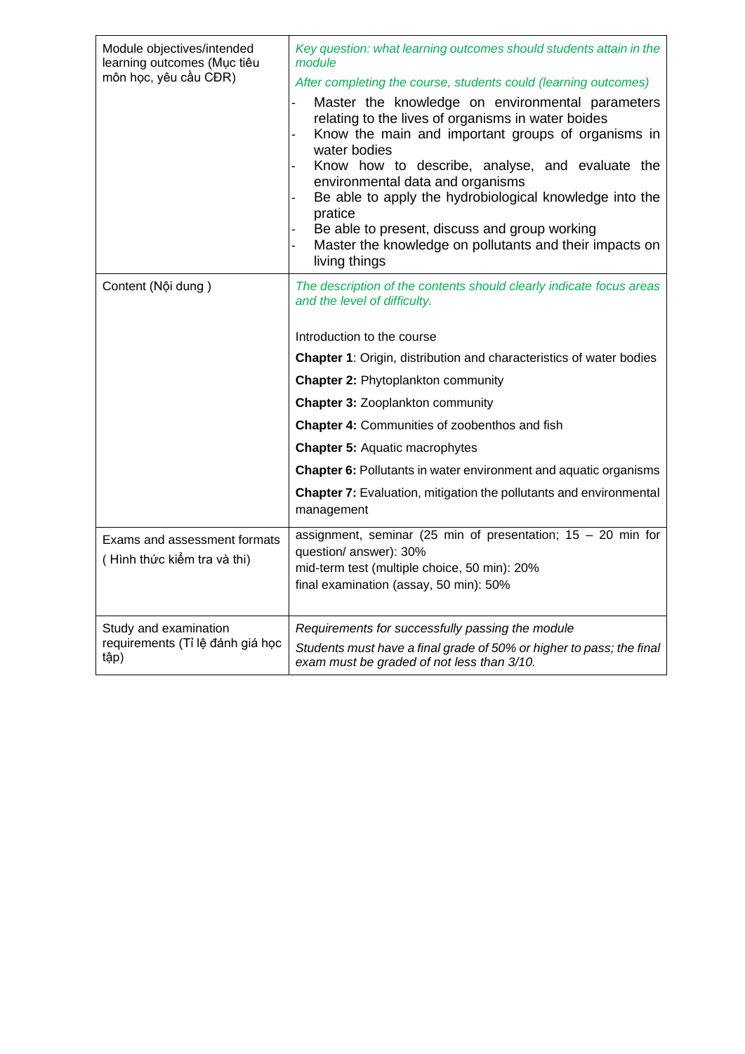| | |
|---|---|
| Module objectives/intended learning outcomes (Mục tiêu môn học, yêu cầu CĐR) | *Key question: what learning outcomes should students attain in the module*<br>*After completing the course, students could (learning outcomes)*<br>- Master the knowledge on environmental parameters relating to the lives of organisms in water boides<br>- Know the main and important groups of organisms in water bodies<br>- Know how to describe, analyse, and evaluate the environmental data and organisms<br>- Be able to apply the hydrobiological knowledge into the pratice<br>- Be able to present, discuss and group working<br>- Master the knowledge on pollutants and their impacts on living things |
| Content (Nội dung ) | *The description of the contents should clearly indicate focus areas and the level of difficulty.*<br><br>Introduction to the course<br>**Chapter 1**: Origin, distribution and characteristics of water bodies<br>**Chapter 2:** Phytoplankton community<br>**Chapter 3:** Zooplankton community<br>**Chapter 4:** Communities of zoobenthos and fish<br>**Chapter 5:** Aquatic macrophytes<br>**Chapter 6:** Pollutants in water environment and aquatic organisms<br>**Chapter 7:** Evaluation, mitigation the pollutants and environmental management |
| Exams and assessment formats ( Hình thức kiểm tra và thi) | assignment, seminar (25 min of presentation; 15 – 20 min for question/ answer): 30%<br>mid-term test (multiple choice, 50 min): 20%<br>final examination (assay, 50 min): 50% |
| Study and examination requirements (Tỉ lệ đánh giá học tập) | *Requirements for successfully passing the module*<br>*Students must have a final grade of 50% or higher to pass; the final exam must be graded of not less than 3/10.* |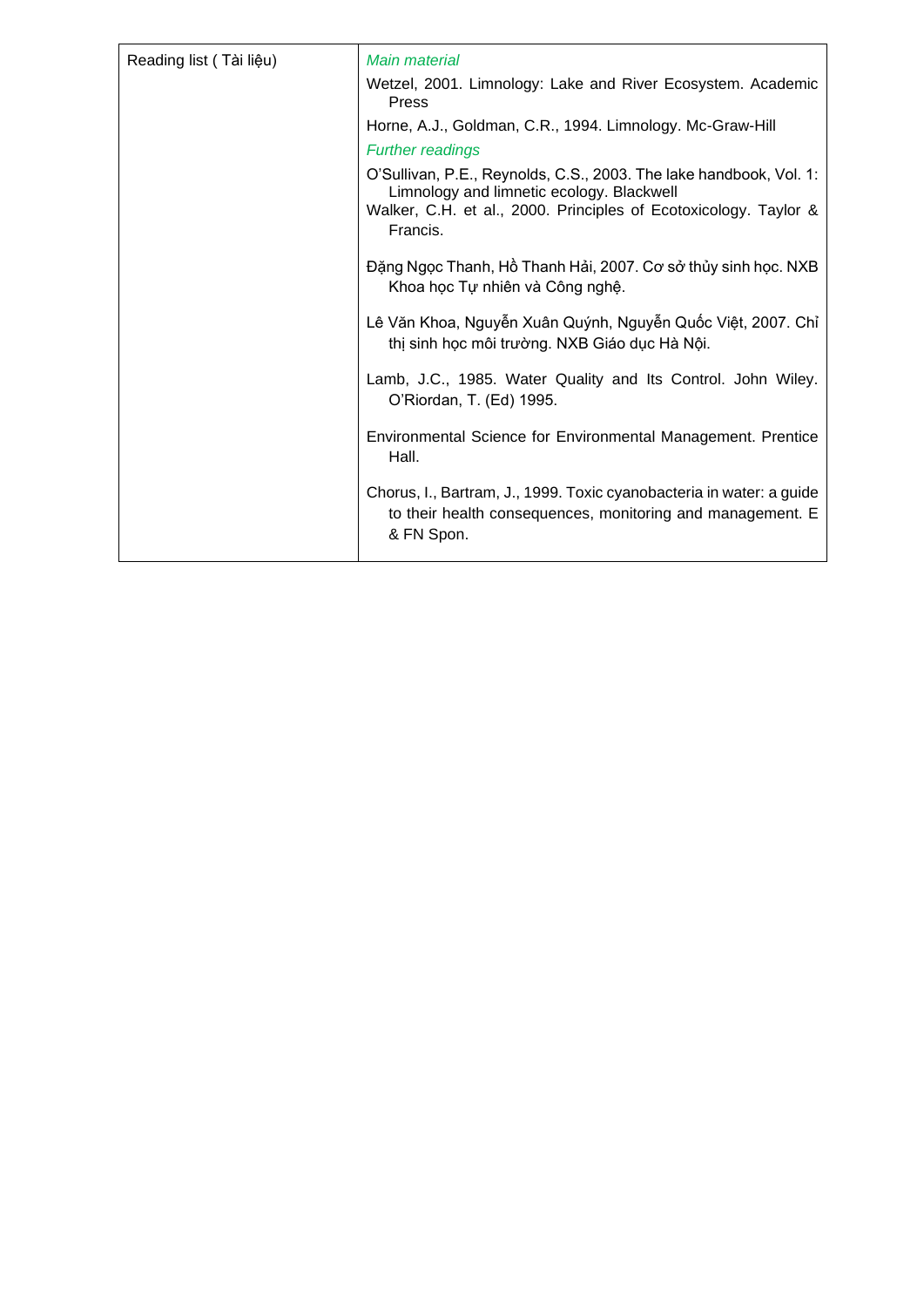| | |
|---|---|
| Reading list ( Tài liệu) | *Main material*<br><br>Wetzel, 2001. Limnology: Lake and River Ecosystem. Academic Press<br><br>Horne, A.J., Goldman, C.R., 1994. Limnology. Mc-Graw-Hill<br><br>*Further readings*<br><br>O'Sullivan, P.E., Reynolds, C.S., 2003. The lake handbook, Vol. 1: Limnology and limnetic ecology. Blackwell<br>Walker, C.H. et al., 2000. Principles of Ecotoxicology. Taylor & Francis.<br><br>Đặng Ngọc Thanh, Hồ Thanh Hải, 2007. Cơ sở thủy sinh học. NXB Khoa học Tự nhiên và Công nghệ.<br><br>Lê Văn Khoa, Nguyễn Xuân Quýnh, Nguyễn Quốc Việt, 2007. Chỉ thị sinh học môi trường. NXB Giáo dục Hà Nội.<br><br>Lamb, J.C., 1985. Water Quality and Its Control. John Wiley. O'Riordan, T. (Ed) 1995.<br><br>Environmental Science for Environmental Management. Prentice Hall.<br><br>Chorus, I., Bartram, J., 1999. Toxic cyanobacteria in water: a guide to their health consequences, monitoring and management. E & FN Spon. |